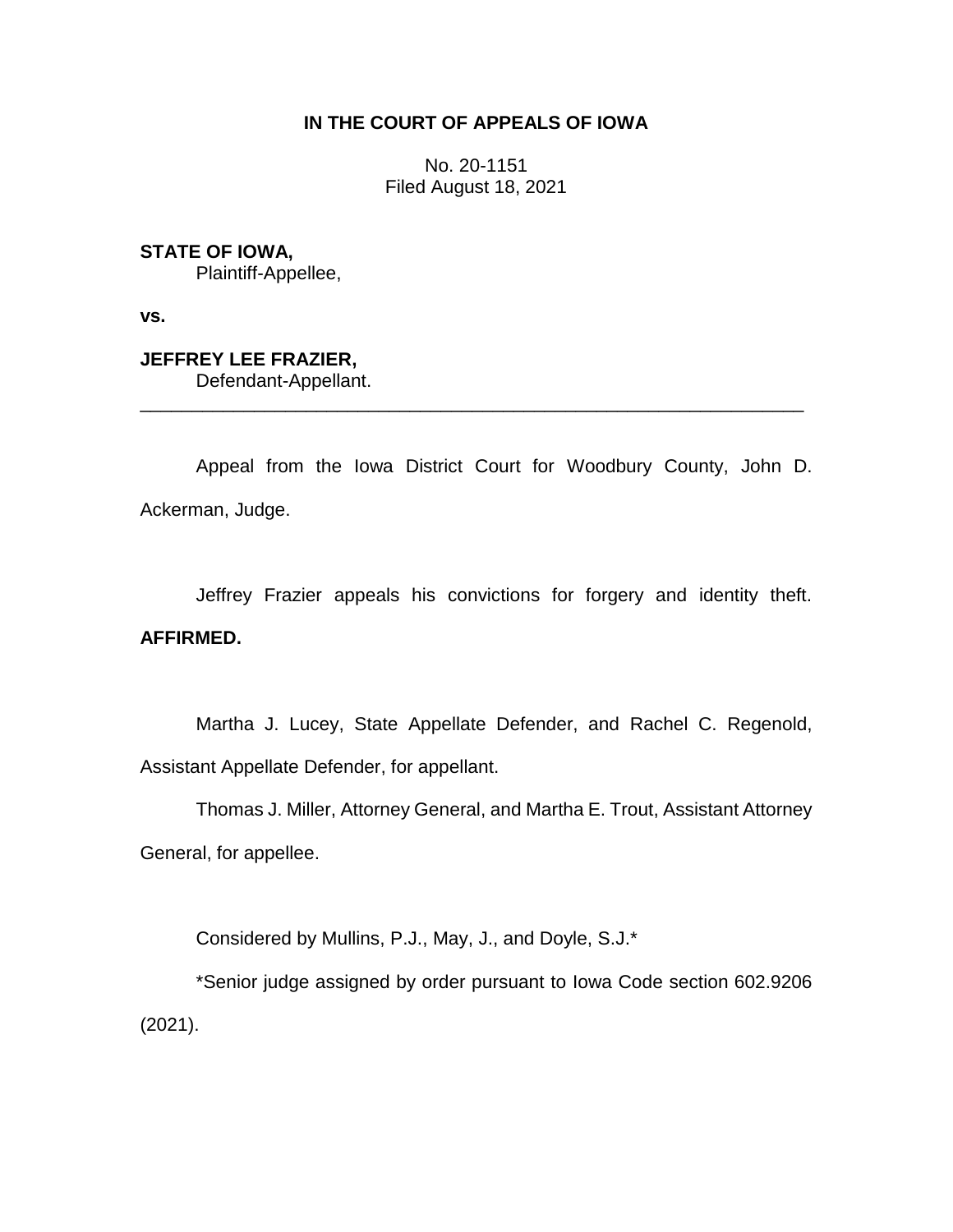**IN THE COURT OF APPEALS OF IOWA**

No. 20-1151
Filed August 18, 2021

**STATE OF IOWA,**
Plaintiff-Appellee,

**vs.**

**JEFFREY LEE FRAZIER,**
Defendant-Appellant.

---

Appeal from the Iowa District Court for Woodbury County, John D. Ackerman, Judge.

Jeffrey Frazier appeals his convictions for forgery and identity theft. **AFFIRMED.**

Martha J. Lucey, State Appellate Defender, and Rachel C. Regenold, Assistant Appellate Defender, for appellant.

Thomas J. Miller, Attorney General, and Martha E. Trout, Assistant Attorney General, for appellee.

Considered by Mullins, P.J., May, J., and Doyle, S.J.*

*Senior judge assigned by order pursuant to Iowa Code section 602.9206 (2021).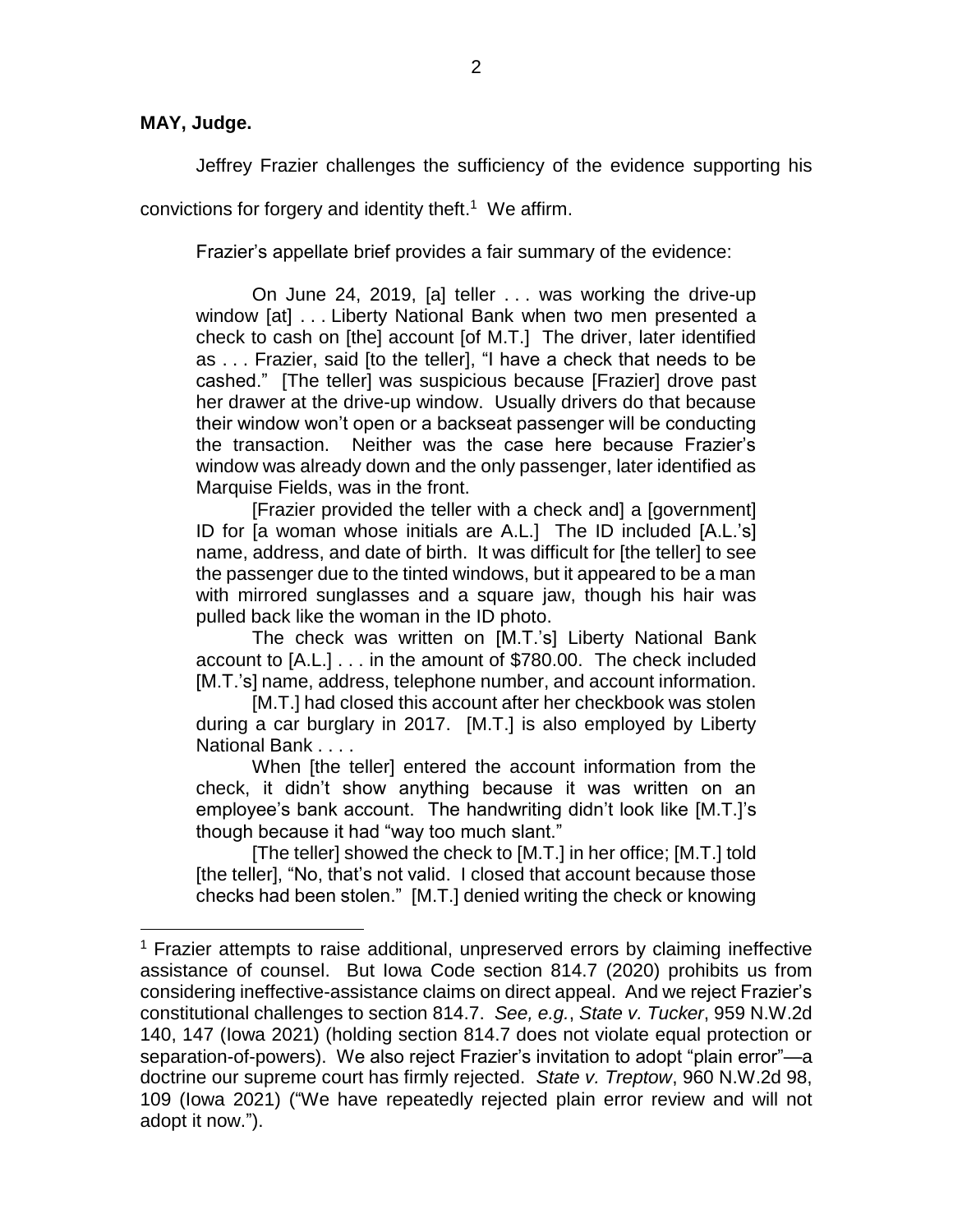**MAY, Judge.**

Jeffrey Frazier challenges the sufficiency of the evidence supporting his convictions for forgery and identity theft.[1] We affirm.

Frazier's appellate brief provides a fair summary of the evidence:

> On June 24, 2019, [a] teller . . . was working the drive-up window [at] . . . Liberty National Bank when two men presented a check to cash on [the] account [of M.T.] The driver, later identified as . . . Frazier, said [to the teller], "I have a check that needs to be cashed." [The teller] was suspicious because [Frazier] drove past her drawer at the drive-up window. Usually drivers do that because their window won't open or a backseat passenger will be conducting the transaction. Neither was the case here because Frazier's window was already down and the only passenger, later identified as Marquise Fields, was in the front.
>
> [Frazier provided the teller with a check and] a [government] ID for [a woman whose initials are A.L.] The ID included [A.L.'s] name, address, and date of birth. It was difficult for [the teller] to see the passenger due to the tinted windows, but it appeared to be a man with mirrored sunglasses and a square jaw, though his hair was pulled back like the woman in the ID photo.
>
> The check was written on [M.T.'s] Liberty National Bank account to [A.L.] . . . in the amount of $780.00. The check included [M.T.'s] name, address, telephone number, and account information.
>
> [M.T.] had closed this account after her checkbook was stolen during a car burglary in 2017. [M.T.] is also employed by Liberty National Bank . . . .
>
> When [the teller] entered the account information from the check, it didn't show anything because it was written on an employee's bank account. The handwriting didn't look like [M.T.]'s though because it had "way too much slant."
>
> [The teller] showed the check to [M.T.] in her office; [M.T.] told [the teller], "No, that's not valid. I closed that account because those checks had been stolen." [M.T.] denied writing the check or knowing

---

[1] Frazier attempts to raise additional, unpreserved errors by claiming ineffective assistance of counsel. But Iowa Code section 814.7 (2020) prohibits us from considering ineffective-assistance claims on direct appeal. And we reject Frazier's constitutional challenges to section 814.7. *See, e.g.*, *State v. Tucker*, 959 N.W.2d 140, 147 (Iowa 2021) (holding section 814.7 does not violate equal protection or separation-of-powers). We also reject Frazier's invitation to adopt "plain error"—a doctrine our supreme court has firmly rejected. *State v. Treptow*, 960 N.W.2d 98, 109 (Iowa 2021) ("We have repeatedly rejected plain error review and will not adopt it now.").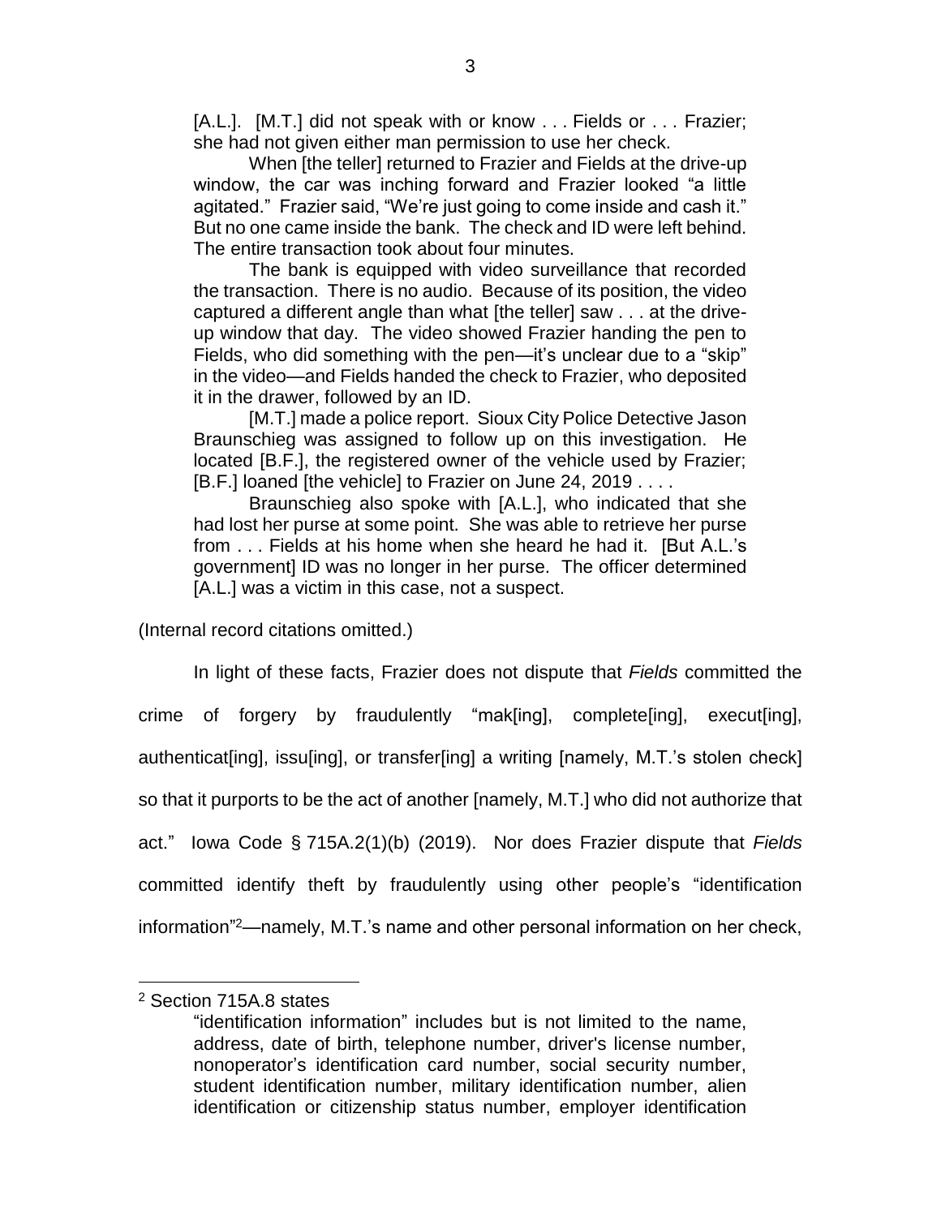> [A.L.]. [M.T.] did not speak with or know . . . Fields or . . . Frazier; she had not given either man permission to use her check.
>
> When [the teller] returned to Frazier and Fields at the drive-up window, the car was inching forward and Frazier looked "a little agitated." Frazier said, "We're just going to come inside and cash it." But no one came inside the bank. The check and ID were left behind. The entire transaction took about four minutes.
>
> The bank is equipped with video surveillance that recorded the transaction. There is no audio. Because of its position, the video captured a different angle than what [the teller] saw . . . at the drive-up window that day. The video showed Frazier handing the pen to Fields, who did something with the pen—it's unclear due to a "skip" in the video—and Fields handed the check to Frazier, who deposited it in the drawer, followed by an ID.
>
> [M.T.] made a police report. Sioux City Police Detective Jason Braunschieg was assigned to follow up on this investigation. He located [B.F.], the registered owner of the vehicle used by Frazier; [B.F.] loaned [the vehicle] to Frazier on June 24, 2019 . . . .
>
> Braunschieg also spoke with [A.L.], who indicated that she had lost her purse at some point. She was able to retrieve her purse from . . . Fields at his home when she heard he had it. [But A.L.'s government] ID was no longer in her purse. The officer determined [A.L.] was a victim in this case, not a suspect.

(Internal record citations omitted.)

In light of these facts, Frazier does not dispute that *Fields* committed the crime of forgery by fraudulently "mak[ing], complete[ing], execut[ing], authenticat[ing], issu[ing], or transfer[ing] a writing [namely, M.T.'s stolen check] so that it purports to be the act of another [namely, M.T.] who did not authorize that act." Iowa Code § 715A.2(1)(b) (2019). Nor does Frazier dispute that *Fields* committed identify theft by fraudulently using other people's "identification information"[2]—namely, M.T.'s name and other personal information on her check,

---

[2] Section 715A.8 states

> "identification information" includes but is not limited to the name, address, date of birth, telephone number, driver's license number, nonoperator's identification card number, social security number, student identification number, military identification number, alien identification or citizenship status number, employer identification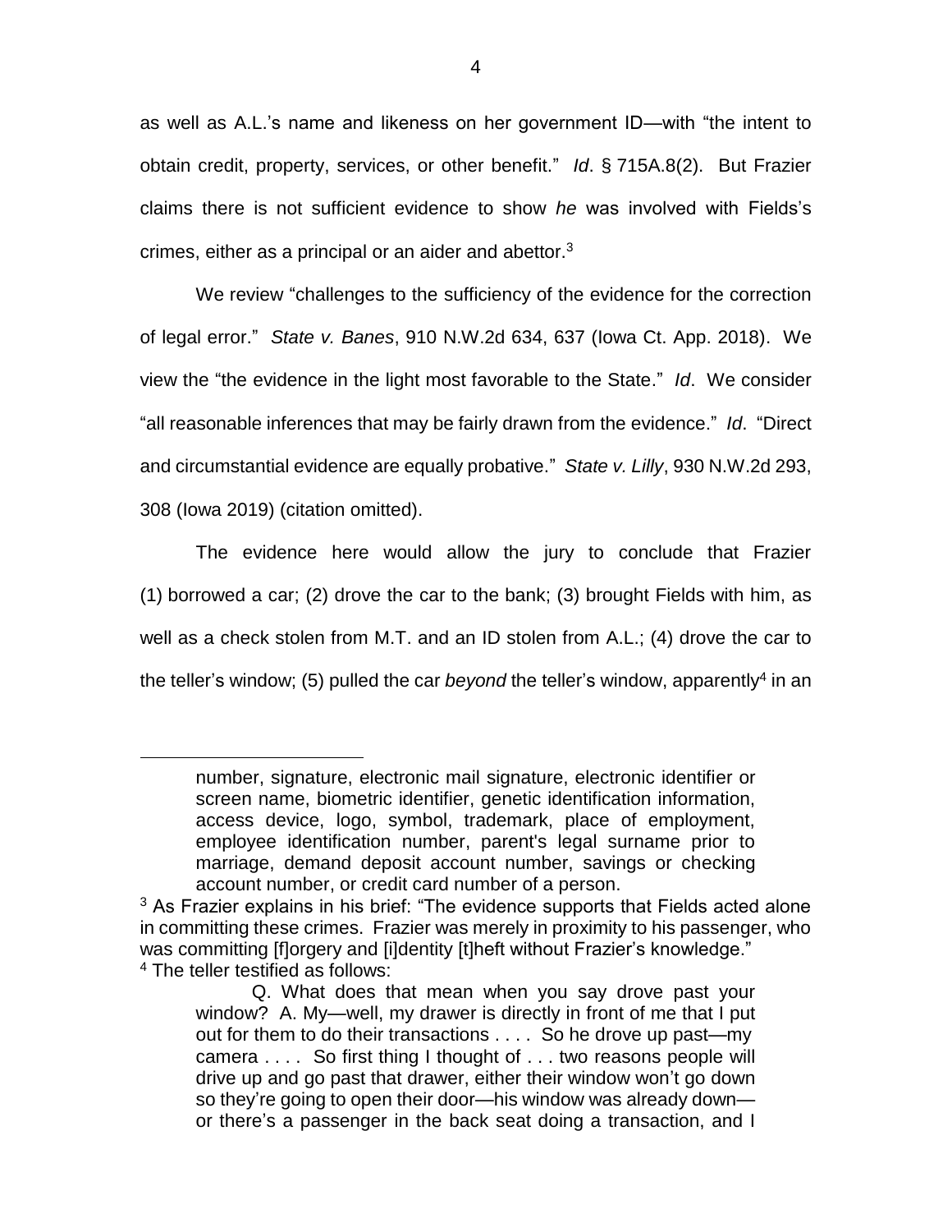as well as A.L.'s name and likeness on her government ID—with "the intent to obtain credit, property, services, or other benefit." *Id*. § 715A.8(2). But Frazier claims there is not sufficient evidence to show *he* was involved with Fields's crimes, either as a principal or an aider and abettor.[3]

We review "challenges to the sufficiency of the evidence for the correction of legal error." *State v. Banes*, 910 N.W.2d 634, 637 (Iowa Ct. App. 2018). We view the "the evidence in the light most favorable to the State." *Id*. We consider "all reasonable inferences that may be fairly drawn from the evidence." *Id*. "Direct and circumstantial evidence are equally probative." *State v. Lilly*, 930 N.W.2d 293, 308 (Iowa 2019) (citation omitted).

The evidence here would allow the jury to conclude that Frazier (1) borrowed a car; (2) drove the car to the bank; (3) brought Fields with him, as well as a check stolen from M.T. and an ID stolen from A.L.; (4) drove the car to the teller's window; (5) pulled the car *beyond* the teller's window, apparently[4] in an

---

> number, signature, electronic mail signature, electronic identifier or screen name, biometric identifier, genetic identification information, access device, logo, symbol, trademark, place of employment, employee identification number, parent's legal surname prior to marriage, demand deposit account number, savings or checking account number, or credit card number of a person.

[3] As Frazier explains in his brief: "The evidence supports that Fields acted alone in committing these crimes. Frazier was merely in proximity to his passenger, who was committing [f]orgery and [i]dentity [t]heft without Frazier's knowledge."

[4] The teller testified as follows:

> Q. What does that mean when you say drove past your window? A. My—well, my drawer is directly in front of me that I put out for them to do their transactions . . . . So he drove up past—my camera . . . . So first thing I thought of . . . two reasons people will drive up and go past that drawer, either their window won't go down so they're going to open their door—his window was already down—or there's a passenger in the back seat doing a transaction, and I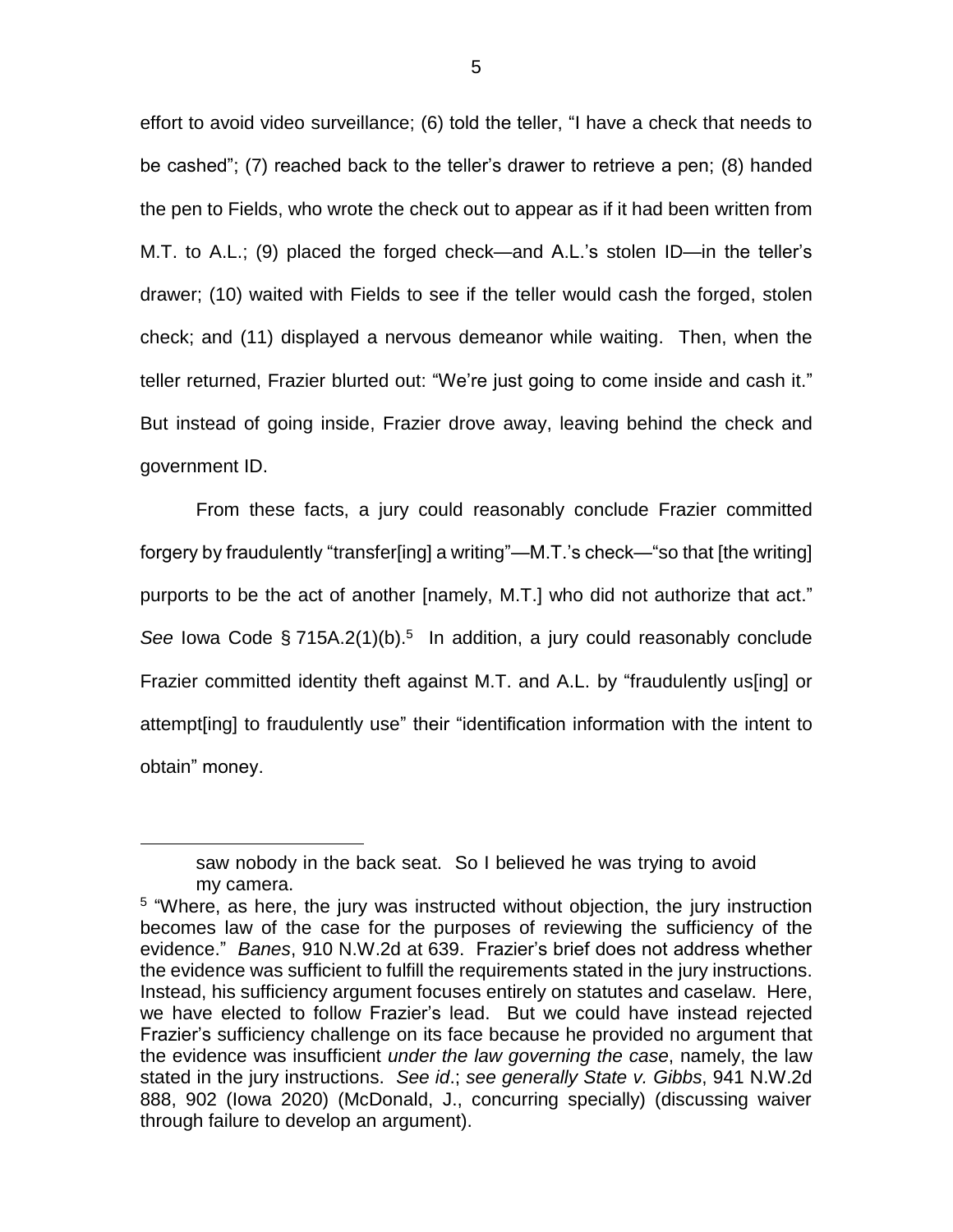effort to avoid video surveillance; (6) told the teller, "I have a check that needs to be cashed"; (7) reached back to the teller's drawer to retrieve a pen; (8) handed the pen to Fields, who wrote the check out to appear as if it had been written from M.T. to A.L.; (9) placed the forged check—and A.L.'s stolen ID—in the teller's drawer; (10) waited with Fields to see if the teller would cash the forged, stolen check; and (11) displayed a nervous demeanor while waiting. Then, when the teller returned, Frazier blurted out: "We're just going to come inside and cash it." But instead of going inside, Frazier drove away, leaving behind the check and government ID.

From these facts, a jury could reasonably conclude Frazier committed forgery by fraudulently "transfer[ing] a writing"—M.T.'s check—"so that [the writing] purports to be the act of another [namely, M.T.] who did not authorize that act." *See* Iowa Code § 715A.2(1)(b).[5] In addition, a jury could reasonably conclude Frazier committed identity theft against M.T. and A.L. by "fraudulently us[ing] or attempt[ing] to fraudulently use" their "identification information with the intent to obtain" money.

---

> saw nobody in the back seat. So I believed he was trying to avoid my camera.

[5] "Where, as here, the jury was instructed without objection, the jury instruction becomes law of the case for the purposes of reviewing the sufficiency of the evidence." *Banes*, 910 N.W.2d at 639. Frazier's brief does not address whether the evidence was sufficient to fulfill the requirements stated in the jury instructions. Instead, his sufficiency argument focuses entirely on statutes and caselaw. Here, we have elected to follow Frazier's lead. But we could have instead rejected Frazier's sufficiency challenge on its face because he provided no argument that the evidence was insufficient *under the law governing the case*, namely, the law stated in the jury instructions. *See id*.; *see generally State v. Gibbs*, 941 N.W.2d 888, 902 (Iowa 2020) (McDonald, J., concurring specially) (discussing waiver through failure to develop an argument).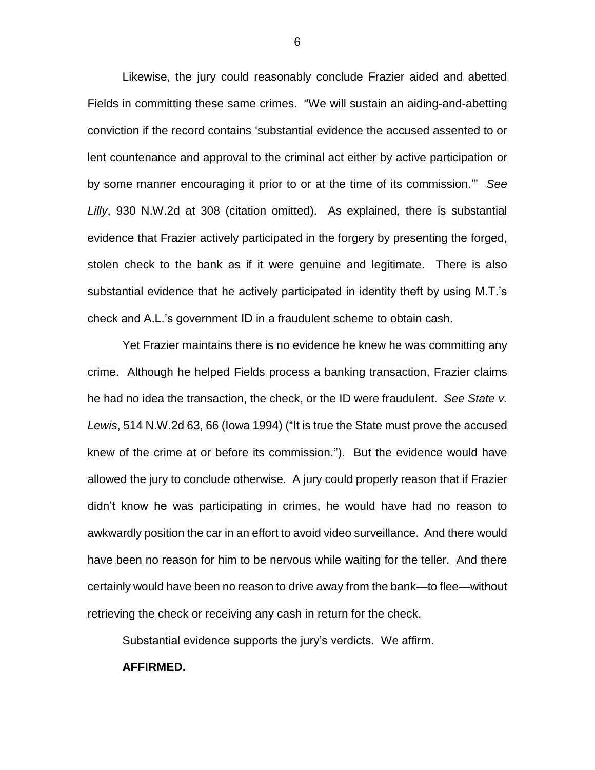Likewise, the jury could reasonably conclude Frazier aided and abetted Fields in committing these same crimes. "We will sustain an aiding-and-abetting conviction if the record contains 'substantial evidence the accused assented to or lent countenance and approval to the criminal act either by active participation or by some manner encouraging it prior to or at the time of its commission.'" *See Lilly*, 930 N.W.2d at 308 (citation omitted). As explained, there is substantial evidence that Frazier actively participated in the forgery by presenting the forged, stolen check to the bank as if it were genuine and legitimate. There is also substantial evidence that he actively participated in identity theft by using M.T.'s check and A.L.'s government ID in a fraudulent scheme to obtain cash.

Yet Frazier maintains there is no evidence he knew he was committing any crime. Although he helped Fields process a banking transaction, Frazier claims he had no idea the transaction, the check, or the ID were fraudulent. *See State v. Lewis*, 514 N.W.2d 63, 66 (Iowa 1994) ("It is true the State must prove the accused knew of the crime at or before its commission."). But the evidence would have allowed the jury to conclude otherwise. A jury could properly reason that if Frazier didn't know he was participating in crimes, he would have had no reason to awkwardly position the car in an effort to avoid video surveillance. And there would have been no reason for him to be nervous while waiting for the teller. And there certainly would have been no reason to drive away from the bank—to flee—without retrieving the check or receiving any cash in return for the check.

Substantial evidence supports the jury's verdicts. We affirm.

**AFFIRMED.**